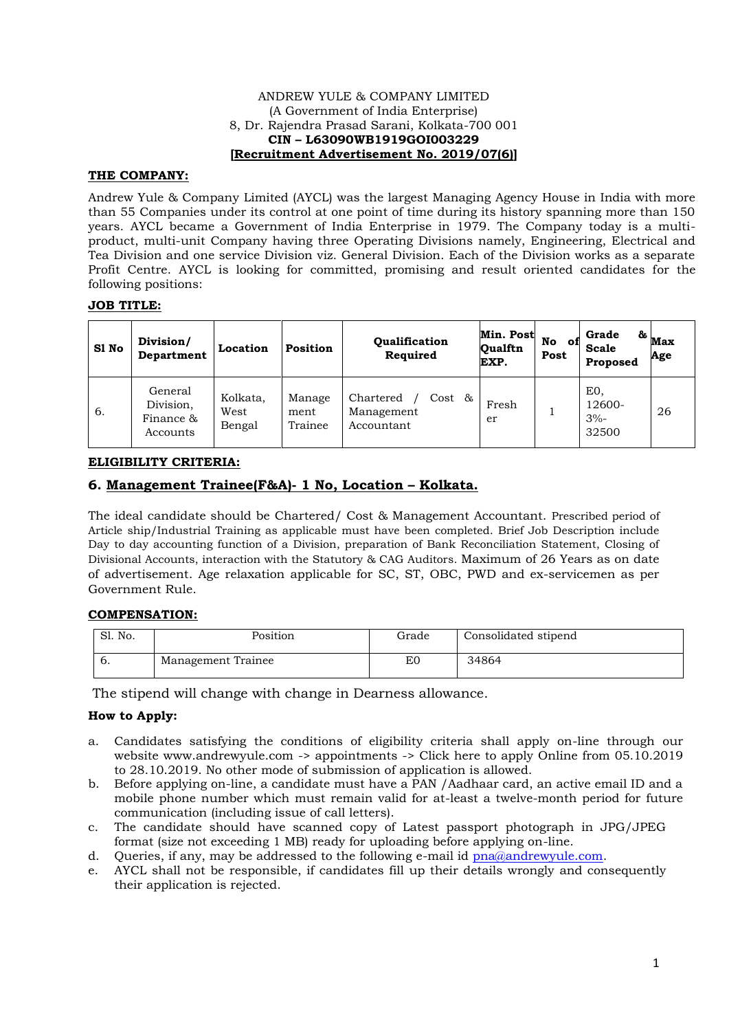ANDREW YULE & COMPANY LIMITED
(A Government of India Enterprise)
8, Dr. Rajendra Prasad Sarani, Kolkata-700 001
**CIN – L63090WB1919GOI003229**
**[Recruitment Advertisement No. 2019/07(6)]**

## THE COMPANY:

Andrew Yule & Company Limited (AYCL) was the largest Managing Agency House in India with more than 55 Companies under its control at one point of time during its history spanning more than 150 years. AYCL became a Government of India Enterprise in 1979. The Company today is a multi-product, multi-unit Company having three Operating Divisions namely, Engineering, Electrical and Tea Division and one service Division viz. General Division. Each of the Division works as a separate Profit Centre. AYCL is looking for committed, promising and result oriented candidates for the following positions:

## JOB TITLE:

| Sl No | Division/ Department | Location | Position | Qualification Required | Min. Post Qualftn EXP. | No of Post | Grade & Scale Proposed | Max Age |
|---|---|---|---|---|---|---|---|---|
| 6. | General Division, Finance & Accounts | Kolkata, West Bengal | Management Trainee | Chartered / Cost & Management Accountant | Fresher | 1 | E0, 12600-3%-32500 | 26 |

## ELIGIBILITY CRITERIA:

### 6. Management Trainee(F&A)- 1 No, Location – Kolkata.

The ideal candidate should be Chartered/ Cost & Management Accountant. Prescribed period of Article ship/Industrial Training as applicable must have been completed. Brief Job Description include Day to day accounting function of a Division, preparation of Bank Reconciliation Statement, Closing of Divisional Accounts, interaction with the Statutory & CAG Auditors. Maximum of 26 Years as on date of advertisement. Age relaxation applicable for SC, ST, OBC, PWD and ex-servicemen as per Government Rule.

## COMPENSATION:

| Sl. No. | Position | Grade | Consolidated stipend |
|---|---|---|---|
| 6. | Management Trainee | E0 | 34864 |

The stipend will change with change in Dearness allowance.

**How to Apply:**

a. Candidates satisfying the conditions of eligibility criteria shall apply on-line through our website www.andrewyule.com -> appointments -> Click here to apply Online from 05.10.2019 to 28.10.2019. No other mode of submission of application is allowed.
b. Before applying on-line, a candidate must have a PAN /Aadhaar card, an active email ID and a mobile phone number which must remain valid for at-least a twelve-month period for future communication (including issue of call letters).
c. The candidate should have scanned copy of Latest passport photograph in JPG/JPEG format (size not exceeding 1 MB) ready for uploading before applying on-line.
d. Queries, if any, may be addressed to the following e-mail id pna@andrewyule.com.
e. AYCL shall not be responsible, if candidates fill up their details wrongly and consequently their application is rejected.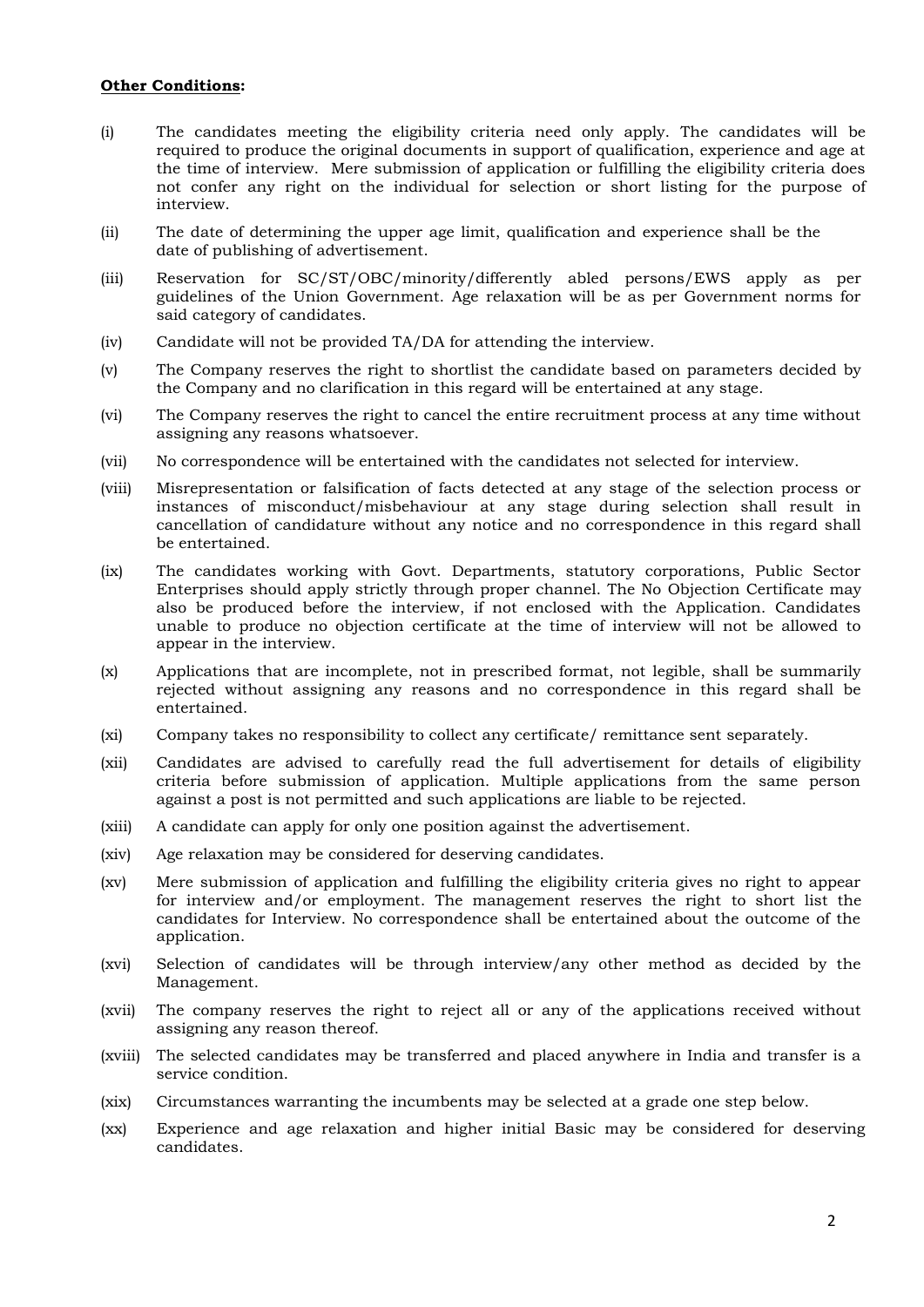**Other Conditions:**

(i) The candidates meeting the eligibility criteria need only apply. The candidates will be required to produce the original documents in support of qualification, experience and age at the time of interview. Mere submission of application or fulfilling the eligibility criteria does not confer any right on the individual for selection or short listing for the purpose of interview.

(ii) The date of determining the upper age limit, qualification and experience shall be the date of publishing of advertisement.

(iii) Reservation for SC/ST/OBC/minority/differently abled persons/EWS apply as per guidelines of the Union Government. Age relaxation will be as per Government norms for said category of candidates.

(iv) Candidate will not be provided TA/DA for attending the interview.

(v) The Company reserves the right to shortlist the candidate based on parameters decided by the Company and no clarification in this regard will be entertained at any stage.

(vi) The Company reserves the right to cancel the entire recruitment process at any time without assigning any reasons whatsoever.

(vii) No correspondence will be entertained with the candidates not selected for interview.

(viii) Misrepresentation or falsification of facts detected at any stage of the selection process or instances of misconduct/misbehaviour at any stage during selection shall result in cancellation of candidature without any notice and no correspondence in this regard shall be entertained.

(ix) The candidates working with Govt. Departments, statutory corporations, Public Sector Enterprises should apply strictly through proper channel. The No Objection Certificate may also be produced before the interview, if not enclosed with the Application. Candidates unable to produce no objection certificate at the time of interview will not be allowed to appear in the interview.

(x) Applications that are incomplete, not in prescribed format, not legible, shall be summarily rejected without assigning any reasons and no correspondence in this regard shall be entertained.

(xi) Company takes no responsibility to collect any certificate/ remittance sent separately.

(xii) Candidates are advised to carefully read the full advertisement for details of eligibility criteria before submission of application. Multiple applications from the same person against a post is not permitted and such applications are liable to be rejected.

(xiii) A candidate can apply for only one position against the advertisement.

(xiv) Age relaxation may be considered for deserving candidates.

(xv) Mere submission of application and fulfilling the eligibility criteria gives no right to appear for interview and/or employment. The management reserves the right to short list the candidates for Interview. No correspondence shall be entertained about the outcome of the application.

(xvi) Selection of candidates will be through interview/any other method as decided by the Management.

(xvii) The company reserves the right to reject all or any of the applications received without assigning any reason thereof.

(xviii) The selected candidates may be transferred and placed anywhere in India and transfer is a service condition.

(xix) Circumstances warranting the incumbents may be selected at a grade one step below.

(xx) Experience and age relaxation and higher initial Basic may be considered for deserving candidates.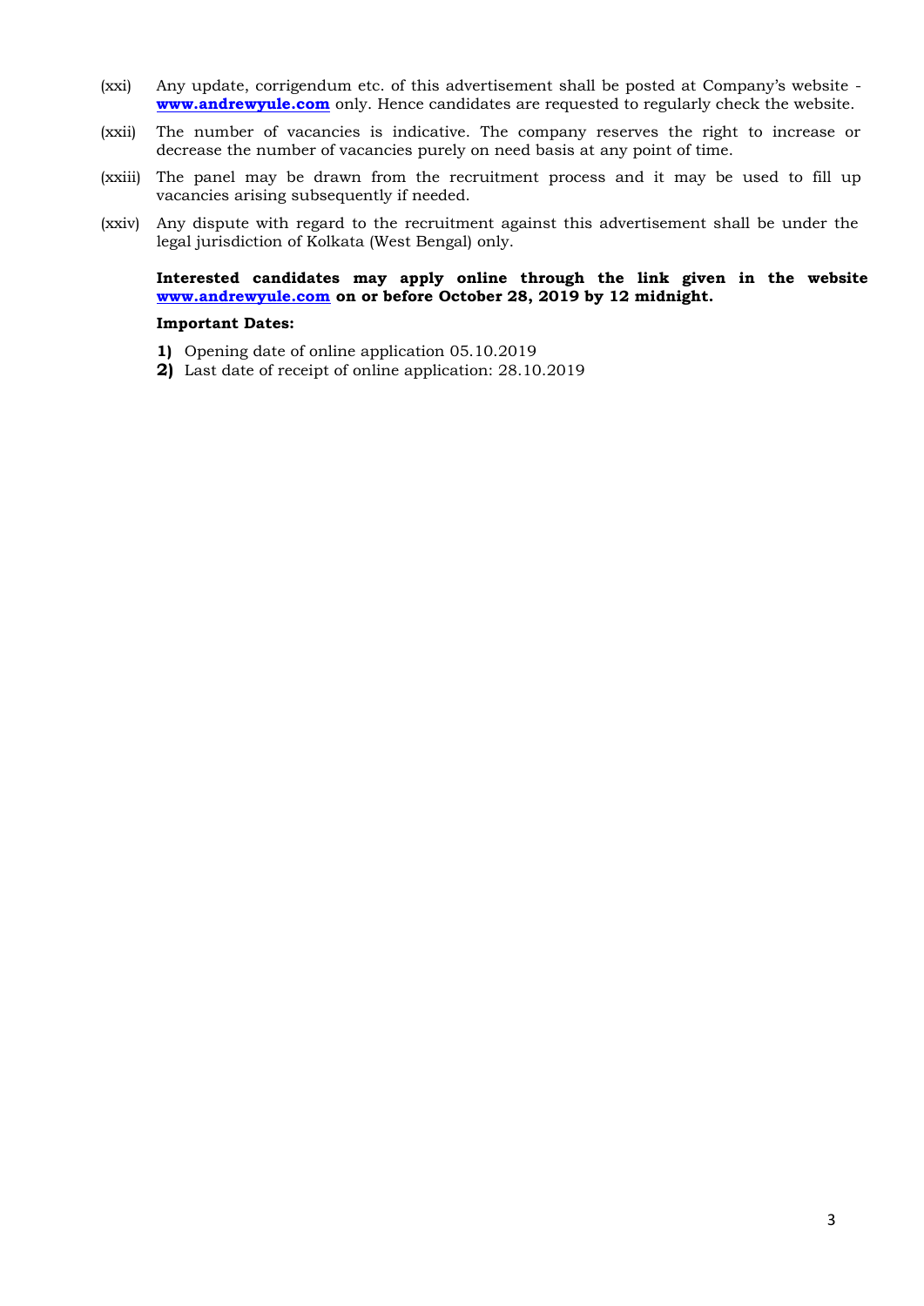(xxi) Any update, corrigendum etc. of this advertisement shall be posted at Company's website - **www.andrewyule.com** only. Hence candidates are requested to regularly check the website.

(xxii) The number of vacancies is indicative. The company reserves the right to increase or decrease the number of vacancies purely on need basis at any point of time.

(xxiii) The panel may be drawn from the recruitment process and it may be used to fill up vacancies arising subsequently if needed.

(xxiv) Any dispute with regard to the recruitment against this advertisement shall be under the legal jurisdiction of Kolkata (West Bengal) only.

**Interested candidates may apply online through the link given in the website www.andrewyule.com on or before October 28, 2019 by 12 midnight.**

**Important Dates:**

1) Opening date of online application 05.10.2019
2) Last date of receipt of online application: 28.10.2019